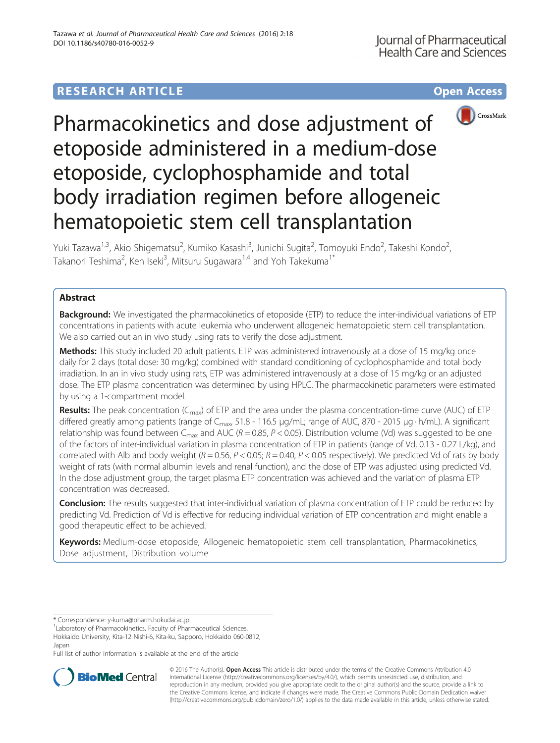RESEARCH ARTICLE

Open Access

# Pharmacokinetics and dose adjustment of etoposide administered in a medium-dose etoposide, cyclophosphamide and total body irradiation regimen before allogeneic hematopoietic stem cell transplantation

Yuki Tazawa[1,3], Akio Shigematsu[2], Kumiko Kasashi[3], Junichi Sugita[2], Tomoyuki Endo[2], Takeshi Kondo[2], Takanori Teshima[2], Ken Iseki[3], Mitsuru Sugawara[1,4] and Yoh Takekuma[1*]

## Abstract

**Background:** We investigated the pharmacokinetics of etoposide (ETP) to reduce the inter-individual variations of ETP concentrations in patients with acute leukemia who underwent allogeneic hematopoietic stem cell transplantation. We also carried out an in vivo study using rats to verify the dose adjustment.

**Methods:** This study included 20 adult patients. ETP was administered intravenously at a dose of 15 mg/kg once daily for 2 days (total dose: 30 mg/kg) combined with standard conditioning of cyclophosphamide and total body irradiation. In an in vivo study using rats, ETP was administered intravenously at a dose of 15 mg/kg or an adjusted dose. The ETP plasma concentration was determined by using HPLC. The pharmacokinetic parameters were estimated by using a 1-compartment model.

**Results:** The peak concentration ($C_{max}$) of ETP and the area under the plasma concentration-time curve (AUC) of ETP differed greatly among patients (range of $C_{max}$, 51.8 - 116.5 μg/mL; range of AUC, 870 - 2015 μg · h/mL). A significant relationship was found between $C_{max}$ and AUC ($R = 0.85$, $P < 0.05$). Distribution volume (Vd) was suggested to be one of the factors of inter-individual variation in plasma concentration of ETP in patients (range of Vd, 0.13 - 0.27 L/kg), and correlated with Alb and body weight ($R = 0.56$, $P < 0.05$; $R = 0.40$, $P < 0.05$ respectively). We predicted Vd of rats by body weight of rats (with normal albumin levels and renal function), and the dose of ETP was adjusted using predicted Vd. In the dose adjustment group, the target plasma ETP concentration was achieved and the variation of plasma ETP concentration was decreased.

**Conclusion:** The results suggested that inter-individual variation of plasma concentration of ETP could be reduced by predicting Vd. Prediction of Vd is effective for reducing individual variation of ETP concentration and might enable a good therapeutic effect to be achieved.

**Keywords:** Medium-dose etoposide, Allogeneic hematopoietic stem cell transplantation, Pharmacokinetics, Dose adjustment, Distribution volume

* Correspondence: y-kuma@pharm.hokudai.ac.jp
[1]Laboratory of Pharmacokinetics, Faculty of Pharmaceutical Sciences, Hokkaido University, Kita-12 Nishi-6, Kita-ku, Sapporo, Hokkaido 060-0812, Japan
Full list of author information is available at the end of the article

© 2016 The Author(s). **Open Access** This article is distributed under the terms of the Creative Commons Attribution 4.0 International License (http://creativecommons.org/licenses/by/4.0/), which permits unrestricted use, distribution, and reproduction in any medium, provided you give appropriate credit to the original author(s) and the source, provide a link to the Creative Commons license, and indicate if changes were made. The Creative Commons Public Domain Dedication waiver (http://creativecommons.org/publicdomain/zero/1.0/) applies to the data made available in this article, unless otherwise stated.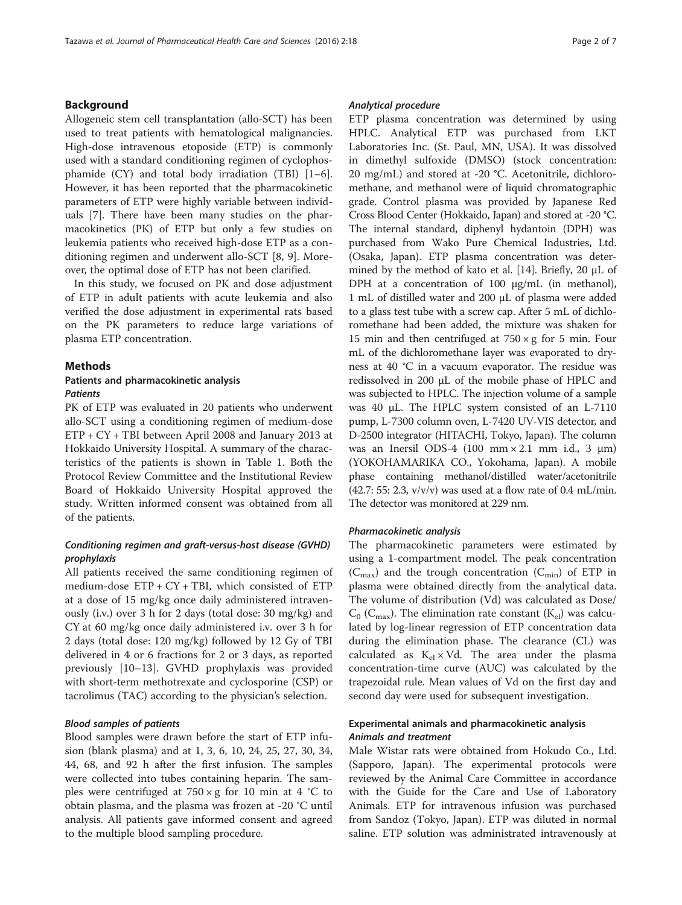## Background

Allogeneic stem cell transplantation (allo-SCT) has been used to treat patients with hematological malignancies. High-dose intravenous etoposide (ETP) is commonly used with a standard conditioning regimen of cyclophosphamide (CY) and total body irradiation (TBI) [1–6]. However, it has been reported that the pharmacokinetic parameters of ETP were highly variable between individuals [7]. There have been many studies on the pharmacokinetics (PK) of ETP but only a few studies on leukemia patients who received high-dose ETP as a conditioning regimen and underwent allo-SCT [8, 9]. Moreover, the optimal dose of ETP has not been clarified.

In this study, we focused on PK and dose adjustment of ETP in adult patients with acute leukemia and also verified the dose adjustment in experimental rats based on the PK parameters to reduce large variations of plasma ETP concentration.

## Methods

### Patients and pharmacokinetic analysis

#### *Patients*

PK of ETP was evaluated in 20 patients who underwent allo-SCT using a conditioning regimen of medium-dose ETP + CY + TBI between April 2008 and January 2013 at Hokkaido University Hospital. A summary of the characteristics of the patients is shown in Table 1. Both the Protocol Review Committee and the Institutional Review Board of Hokkaido University Hospital approved the study. Written informed consent was obtained from all of the patients.

#### *Conditioning regimen and graft-versus-host disease (GVHD) prophylaxis*

All patients received the same conditioning regimen of medium-dose ETP + CY + TBI, which consisted of ETP at a dose of 15 mg/kg once daily administered intravenously (i.v.) over 3 h for 2 days (total dose: 30 mg/kg) and CY at 60 mg/kg once daily administered i.v. over 3 h for 2 days (total dose: 120 mg/kg) followed by 12 Gy of TBI delivered in 4 or 6 fractions for 2 or 3 days, as reported previously [10–13]. GVHD prophylaxis was provided with short-term methotrexate and cyclosporine (CSP) or tacrolimus (TAC) according to the physician's selection.

#### *Blood samples of patients*

Blood samples were drawn before the start of ETP infusion (blank plasma) and at 1, 3, 6, 10, 24, 25, 27, 30, 34, 44, 68, and 92 h after the first infusion. The samples were collected into tubes containing heparin. The samples were centrifuged at 750 × g for 10 min at 4 °C to obtain plasma, and the plasma was frozen at -20 °C until analysis. All patients gave informed consent and agreed to the multiple blood sampling procedure.

#### *Analytical procedure*

ETP plasma concentration was determined by using HPLC. Analytical ETP was purchased from LKT Laboratories Inc. (St. Paul, MN, USA). It was dissolved in dimethyl sulfoxide (DMSO) (stock concentration: 20 mg/mL) and stored at -20 °C. Acetonitrile, dichloromethane, and methanol were of liquid chromatographic grade. Control plasma was provided by Japanese Red Cross Blood Center (Hokkaido, Japan) and stored at -20 °C. The internal standard, diphenyl hydantoin (DPH) was purchased from Wako Pure Chemical Industries, Ltd. (Osaka, Japan). ETP plasma concentration was determined by the method of kato et al. [14]. Briefly, 20 μL of DPH at a concentration of 100 μg/mL (in methanol), 1 mL of distilled water and 200 μL of plasma were added to a glass test tube with a screw cap. After 5 mL of dichloromethane had been added, the mixture was shaken for 15 min and then centrifuged at 750 × g for 5 min. Four mL of the dichloromethane layer was evaporated to dryness at 40 °C in a vacuum evaporator. The residue was redissolved in 200 μL of the mobile phase of HPLC and was subjected to HPLC. The injection volume of a sample was 40 μL. The HPLC system consisted of an L-7110 pump, L-7300 column oven, L-7420 UV-VIS detector, and D-2500 integrator (HITACHI, Tokyo, Japan). The column was an Inersil ODS-4 (100 mm × 2.1 mm i.d., 3 μm) (YOKOHAMARIKA CO., Yokohama, Japan). A mobile phase containing methanol/distilled water/acetonitrile (42.7: 55: 2.3, v/v/v) was used at a flow rate of 0.4 mL/min. The detector was monitored at 229 nm.

#### *Pharmacokinetic analysis*

The pharmacokinetic parameters were estimated by using a 1-compartment model. The peak concentration ($C_{max}$) and the trough concentration ($C_{min}$) of ETP in plasma were obtained directly from the analytical data. The volume of distribution (Vd) was calculated as Dose/ $C_0$ ($C_{max}$). The elimination rate constant ($K_{el}$) was calculated by log-linear regression of ETP concentration data during the elimination phase. The clearance (CL) was calculated as $K_{el} \times Vd$. The area under the plasma concentration-time curve (AUC) was calculated by the trapezoidal rule. Mean values of Vd on the first day and second day were used for subsequent investigation.

### Experimental animals and pharmacokinetic analysis

#### *Animals and treatment*

Male Wistar rats were obtained from Hokudo Co., Ltd. (Sapporo, Japan). The experimental protocols were reviewed by the Animal Care Committee in accordance with the Guide for the Care and Use of Laboratory Animals. ETP for intravenous infusion was purchased from Sandoz (Tokyo, Japan). ETP was diluted in normal saline. ETP solution was administrated intravenously at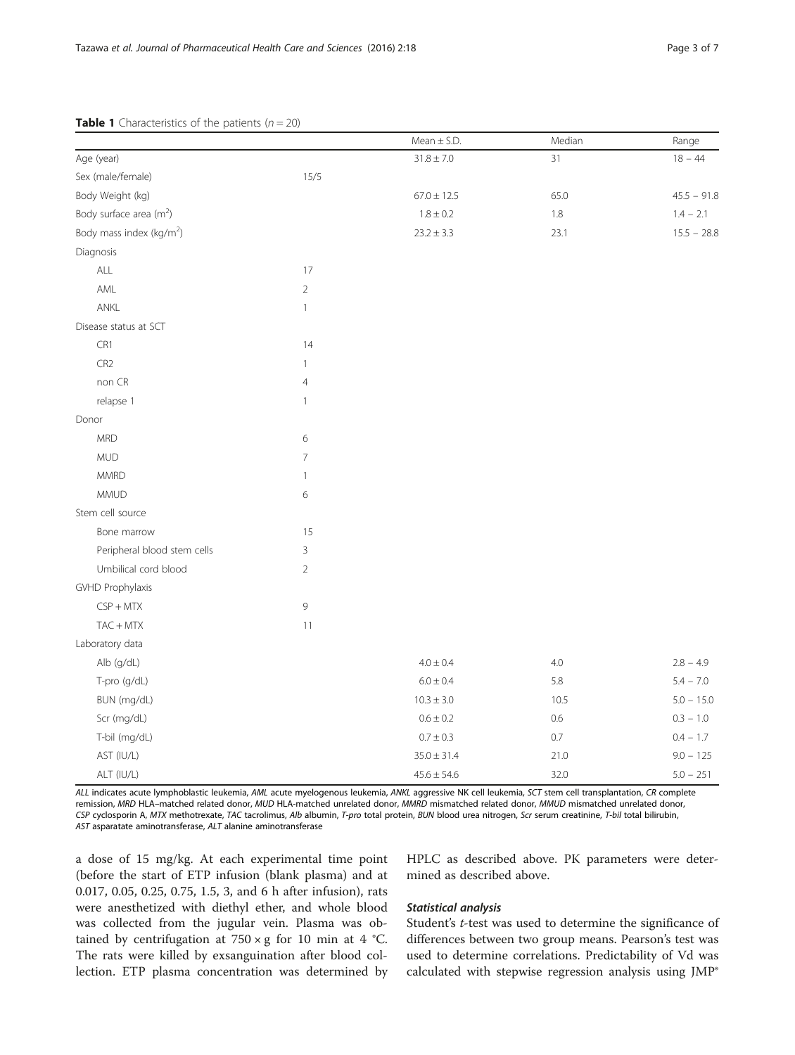**Table 1** Characteristics of the patients ($n = 20$)

| | | Mean ± S.D. | Median | Range |
|---|---|---|---|---|
| Age (year) | | 31.8 ± 7.0 | 31 | 18 − 44 |
| Sex (male/female) | 15/5 | | | |
| Body Weight (kg) | | 67.0 ± 12.5 | 65.0 | 45.5 − 91.8 |
| Body surface area ($m^2$) | | 1.8 ± 0.2 | 1.8 | 1.4 − 2.1 |
| Body mass index ($kg/m^2$) | | 23.2 ± 3.3 | 23.1 | 15.5 − 28.8 |
| Diagnosis | | | | |
| ALL | 17 | | | |
| AML | 2 | | | |
| ANKL | 1 | | | |
| Disease status at SCT | | | | |
| CR1 | 14 | | | |
| CR2 | 1 | | | |
| non CR | 4 | | | |
| relapse 1 | 1 | | | |
| Donor | | | | |
| MRD | 6 | | | |
| MUD | 7 | | | |
| MMRD | 1 | | | |
| MMUD | 6 | | | |
| Stem cell source | | | | |
| Bone marrow | 15 | | | |
| Peripheral blood stem cells | 3 | | | |
| Umbilical cord blood | 2 | | | |
| GVHD Prophylaxis | | | | |
| CSP + MTX | 9 | | | |
| TAC + MTX | 11 | | | |
| Laboratory data | | | | |
| Alb (g/dL) | | 4.0 ± 0.4 | 4.0 | 2.8 − 4.9 |
| T-pro (g/dL) | | 6.0 ± 0.4 | 5.8 | 5.4 − 7.0 |
| BUN (mg/dL) | | 10.3 ± 3.0 | 10.5 | 5.0 − 15.0 |
| Scr (mg/dL) | | 0.6 ± 0.2 | 0.6 | 0.3 − 1.0 |
| T-bil (mg/dL) | | 0.7 ± 0.3 | 0.7 | 0.4 − 1.7 |
| AST (IU/L) | | 35.0 ± 31.4 | 21.0 | 9.0 − 125 |
| ALT (IU/L) | | 45.6 ± 54.6 | 32.0 | 5.0 − 251 |

*ALL* indicates acute lymphoblastic leukemia, *AML* acute myelogenous leukemia, *ANKL* aggressive NK cell leukemia, *SCT* stem cell transplantation, *CR* complete remission, *MRD* HLA–matched related donor, *MUD* HLA-matched unrelated donor, *MMRD* mismatched related donor, *MMUD* mismatched unrelated donor, *CSP* cyclosporin A, *MTX* methotrexate, *TAC* tacrolimus, *Alb* albumin, *T-pro* total protein, *BUN* blood urea nitrogen, *Scr* serum creatinine, *T-bil* total bilirubin, *AST* asparatate aminotransferase, *ALT* alanine aminotransferase

a dose of 15 mg/kg. At each experimental time point (before the start of ETP infusion (blank plasma) and at 0.017, 0.05, 0.25, 0.75, 1.5, 3, and 6 h after infusion), rats were anesthetized with diethyl ether, and whole blood was collected from the jugular vein. Plasma was obtained by centrifugation at 750 × g for 10 min at 4 °C. The rats were killed by exsanguination after blood collection. ETP plasma concentration was determined by HPLC as described above. PK parameters were determined as described above.

### Statistical analysis

Student's *t*-test was used to determine the significance of differences between two group means. Pearson's test was used to determine correlations. Predictability of Vd was calculated with stepwise regression analysis using JMP®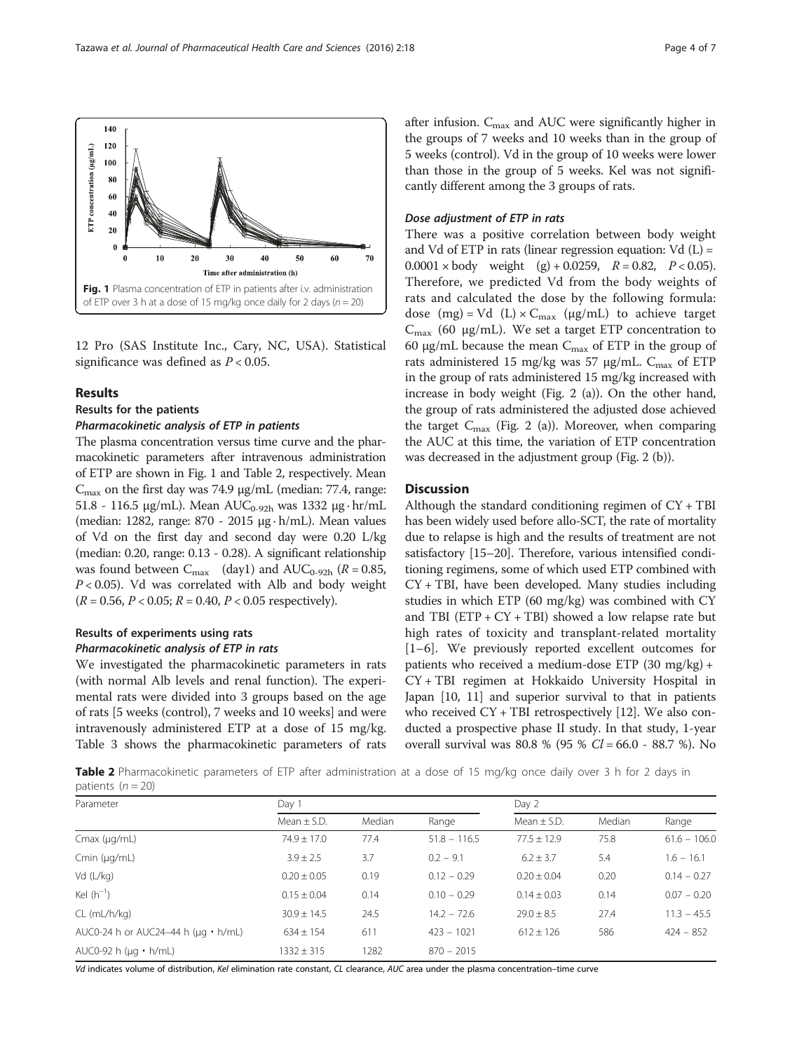Fig. 1 Plasma concentration of ETP in patients after i.v. administration of ETP over 3 h at a dose of 15 mg/kg once daily for 2 days ($n = 20$)

12 Pro (SAS Institute Inc., Cary, NC, USA). Statistical significance was defined as $P < 0.05$.

## Results

### Results for the patients

#### Pharmacokinetic analysis of ETP in patients

The plasma concentration versus time curve and the pharmacokinetic parameters after intravenous administration of ETP are shown in Fig. 1 and Table 2, respectively. Mean $C_{max}$ on the first day was 74.9 μg/mL (median: 77.4, range: 51.8 - 116.5 μg/mL). Mean $AUC_{0\text{-}92h}$ was 1332 μg · hr/mL (median: 1282, range: 870 - 2015 μg · h/mL). Mean values of Vd on the first day and second day were 0.20 L/kg (median: 0.20, range: 0.13 - 0.28). A significant relationship was found between $C_{max}$ (day1) and $AUC_{0\text{-}92h}$ ($R = 0.85$, $P < 0.05$). Vd was correlated with Alb and body weight ($R = 0.56$, $P < 0.05$; $R = 0.40$, $P < 0.05$ respectively).

### Results of experiments using rats

#### Pharmacokinetic analysis of ETP in rats

We investigated the pharmacokinetic parameters in rats (with normal Alb levels and renal function). The experimental rats were divided into 3 groups based on the age of rats [5 weeks (control), 7 weeks and 10 weeks] and were intravenously administered ETP at a dose of 15 mg/kg. Table 3 shows the pharmacokinetic parameters of rats after infusion. $C_{max}$ and AUC were significantly higher in the groups of 7 weeks and 10 weeks than in the group of 5 weeks (control). Vd in the group of 10 weeks were lower than those in the group of 5 weeks. Kel was not significantly different among the 3 groups of rats.

#### Dose adjustment of ETP in rats

There was a positive correlation between body weight and Vd of ETP in rats (linear regression equation: Vd (L) = 0.0001 × body weight (g) + 0.0259, $R = 0.82$, $P < 0.05$). Therefore, we predicted Vd from the body weights of rats and calculated the dose by the following formula: dose (mg) = Vd (L) × $C_{max}$ (μg/mL) to achieve target $C_{max}$ (60 μg/mL). We set a target ETP concentration to 60 μg/mL because the mean $C_{max}$ of ETP in the group of rats administered 15 mg/kg was 57 μg/mL. $C_{max}$ of ETP in the group of rats administered 15 mg/kg increased with increase in body weight (Fig. 2 (a)). On the other hand, the group of rats administered the adjusted dose achieved the target $C_{max}$ (Fig. 2 (a)). Moreover, when comparing the AUC at this time, the variation of ETP concentration was decreased in the adjustment group (Fig. 2 (b)).

## Discussion

Although the standard conditioning regimen of CY + TBI has been widely used before allo-SCT, the rate of mortality due to relapse is high and the results of treatment are not satisfactory [15–20]. Therefore, various intensified conditioning regimens, some of which used ETP combined with CY + TBI, have been developed. Many studies including studies in which ETP (60 mg/kg) was combined with CY and TBI (ETP + CY + TBI) showed a low relapse rate but high rates of toxicity and transplant-related mortality [1–6]. We previously reported excellent outcomes for patients who received a medium-dose ETP (30 mg/kg) + CY + TBI regimen at Hokkaido University Hospital in Japan [10, 11] and superior survival to that in patients who received CY + TBI retrospectively [12]. We also conducted a prospective phase II study. In that study, 1-year overall survival was 80.8 % (95 % *Cl* = 66.0 - 88.7 %). No

**Table 2** Pharmacokinetic parameters of ETP after administration at a dose of 15 mg/kg once daily over 3 h for 2 days in patients ($n = 20$)

| Parameter | Day 1 | | | Day 2 | | |
|---|---|---|---|---|---|---|
| | Mean ± S.D. | Median | Range | Mean ± S.D. | Median | Range |
| Cmax (μg/mL) | 74.9 ± 17.0 | 77.4 | 51.8 – 116.5 | 77.5 ± 12.9 | 75.8 | 61.6 – 106.0 |
| Cmin (μg/mL) | 3.9 ± 2.5 | 3.7 | 0.2 – 9.1 | 6.2 ± 3.7 | 5.4 | 1.6 – 16.1 |
| Vd (L/kg) | 0.20 ± 0.05 | 0.19 | 0.12 – 0.29 | 0.20 ± 0.04 | 0.20 | 0.14 – 0.27 |
| Kel ($h^{-1}$) | 0.15 ± 0.04 | 0.14 | 0.10 – 0.29 | 0.14 ± 0.03 | 0.14 | 0.07 – 0.20 |
| CL (mL/h/kg) | 30.9 ± 14.5 | 24.5 | 14.2 – 72.6 | 29.0 ± 8.5 | 27.4 | 11.3 – 45.5 |
| AUC0-24 h or AUC24–44 h (μg • h/mL) | 634 ± 154 | 611 | 423 – 1021 | 612 ± 126 | 586 | 424 – 852 |
| AUC0-92 h (μg • h/mL) | 1332 ± 315 | 1282 | 870 – 2015 | | | |

*Vd* indicates volume of distribution, *Kel* elimination rate constant, *CL* clearance, *AUC* area under the plasma concentration–time curve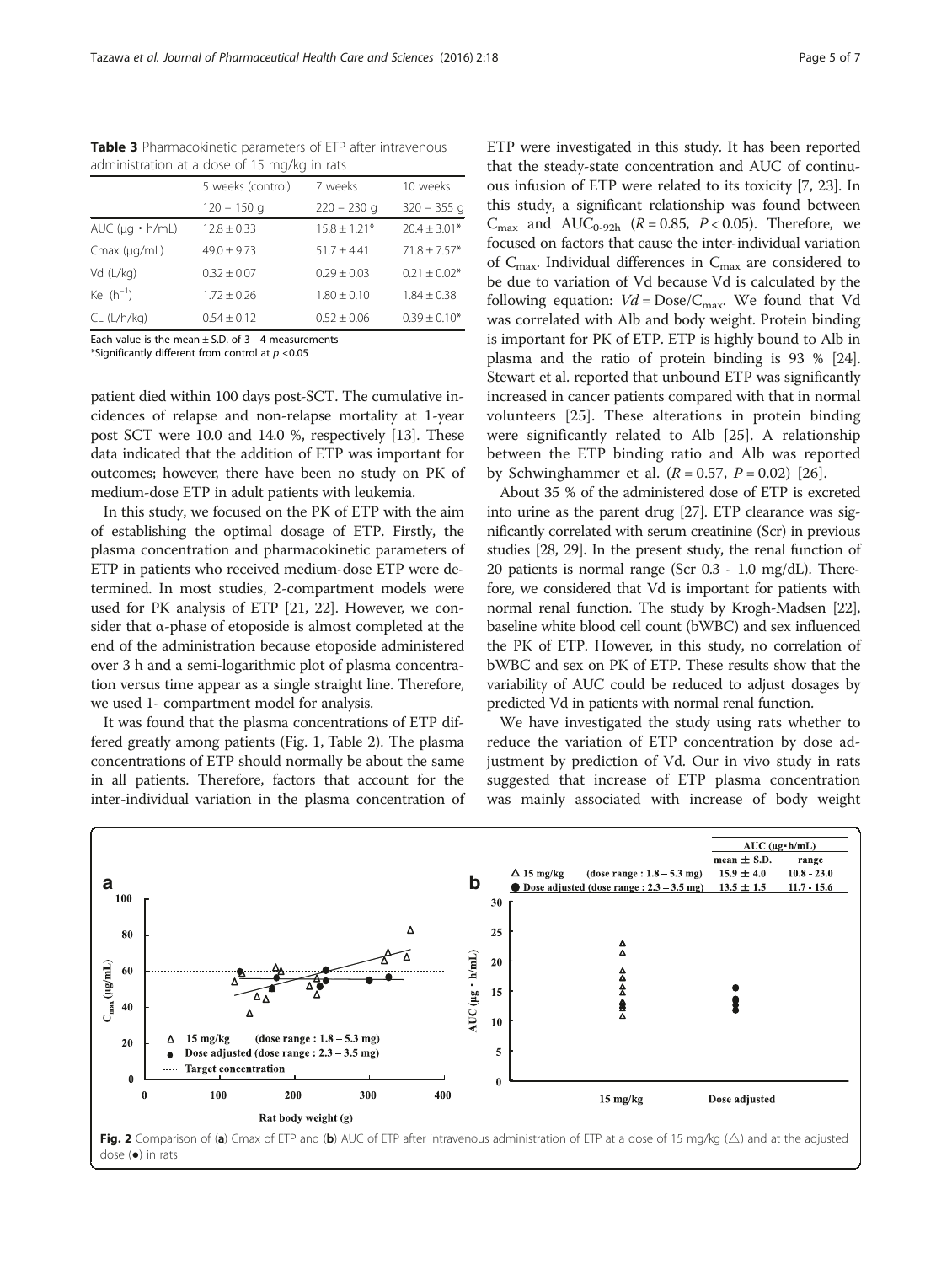**Table 3** Pharmacokinetic parameters of ETP after intravenous administration at a dose of 15 mg/kg in rats

| | 5 weeks (control) | 7 weeks | 10 weeks |
|---|---|---|---|
| | 120 – 150 g | 220 – 230 g | 320 – 355 g |
| AUC (μg・h/mL) | 12.8 ± 0.33 | 15.8 ± 1.21* | 20.4 ± 3.01* |
| Cmax (μg/mL) | 49.0 ± 9.73 | 51.7 ± 4.41 | 71.8 ± 7.57* |
| Vd (L/kg) | 0.32 ± 0.07 | 0.29 ± 0.03 | 0.21 ± 0.02* |
| Kel ($h^{-1}$) | 1.72 ± 0.26 | 1.80 ± 0.10 | 1.84 ± 0.38 |
| CL (L/h/kg) | 0.54 ± 0.12 | 0.52 ± 0.06 | 0.39 ± 0.10* |

Each value is the mean ± S.D. of 3 - 4 measurements
*Significantly different from control at $p$ <0.05

patient died within 100 days post-SCT. The cumulative incidences of relapse and non-relapse mortality at 1-year post SCT were 10.0 and 14.0 %, respectively [13]. These data indicated that the addition of ETP was important for outcomes; however, there have been no study on PK of medium-dose ETP in adult patients with leukemia.

In this study, we focused on the PK of ETP with the aim of establishing the optimal dosage of ETP. Firstly, the plasma concentration and pharmacokinetic parameters of ETP in patients who received medium-dose ETP were determined. In most studies, 2-compartment models were used for PK analysis of ETP [21, 22]. However, we consider that α-phase of etoposide is almost completed at the end of the administration because etoposide administered over 3 h and a semi-logarithmic plot of plasma concentration versus time appear as a single straight line. Therefore, we used 1- compartment model for analysis.

It was found that the plasma concentrations of ETP differed greatly among patients (Fig. 1, Table 2). The plasma concentrations of ETP should normally be about the same in all patients. Therefore, factors that account for the inter-individual variation in the plasma concentration of ETP were investigated in this study. It has been reported that the steady-state concentration and AUC of continuous infusion of ETP were related to its toxicity [7, 23]. In this study, a significant relationship was found between $C_{max}$ and $AUC_{0-92h}$ ($R = 0.85$, $P < 0.05$). Therefore, we focused on factors that cause the inter-individual variation of $C_{max}$. Individual differences in $C_{max}$ are considered to be due to variation of Vd because Vd is calculated by the following equation: $Vd = \text{Dose}/C_{max}$. We found that Vd was correlated with Alb and body weight. Protein binding is important for PK of ETP. ETP is highly bound to Alb in plasma and the ratio of protein binding is 93 % [24]. Stewart et al. reported that unbound ETP was significantly increased in cancer patients compared with that in normal volunteers [25]. These alterations in protein binding were significantly related to Alb [25]. A relationship between the ETP binding ratio and Alb was reported by Schwinghammer et al. ($R = 0.57$, $P = 0.02$) [26].

About 35 % of the administered dose of ETP is excreted into urine as the parent drug [27]. ETP clearance was significantly correlated with serum creatinine (Scr) in previous studies [28, 29]. In the present study, the renal function of 20 patients is normal range (Scr 0.3 - 1.0 mg/dL). Therefore, we considered that Vd is important for patients with normal renal function. The study by Krogh-Madsen [22], baseline white blood cell count (bWBC) and sex influenced the PK of ETP. However, in this study, no correlation of bWBC and sex on PK of ETP. These results show that the variability of AUC could be reduced to adjust dosages by predicted Vd in patients with normal renal function.

We have investigated the study using rats whether to reduce the variation of ETP concentration by dose adjustment by prediction of Vd. Our in vivo study in rats suggested that increase of ETP plasma concentration was mainly associated with increase of body weight

**Fig. 2** Comparison of (**a**) Cmax of ETP and (**b**) AUC of ETP after intravenous administration of ETP at a dose of 15 mg/kg (△) and at the adjusted dose (●) in rats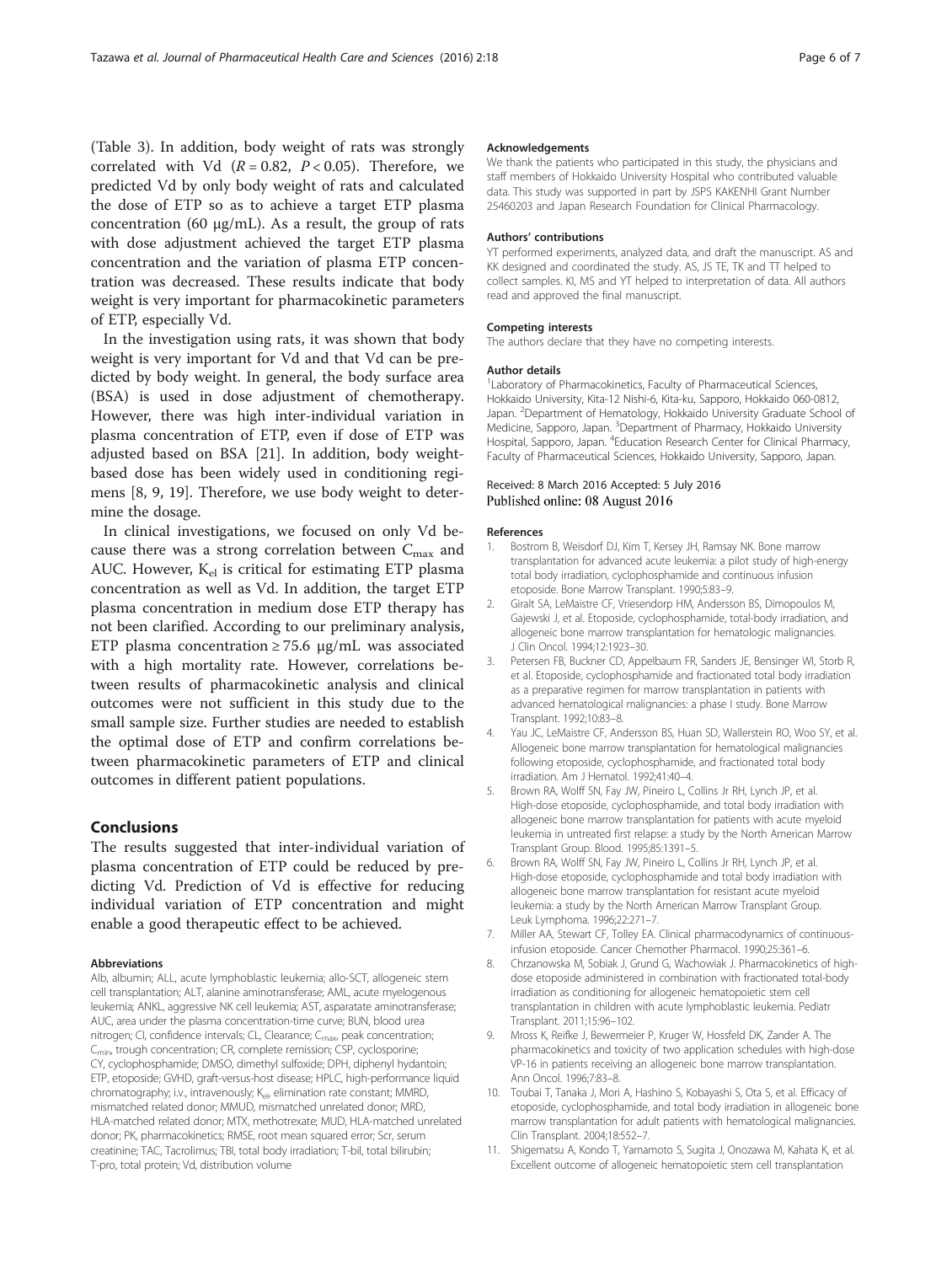(Table 3). In addition, body weight of rats was strongly correlated with Vd ($R = 0.82$, $P < 0.05$). Therefore, we predicted Vd by only body weight of rats and calculated the dose of ETP so as to achieve a target ETP plasma concentration (60 μg/mL). As a result, the group of rats with dose adjustment achieved the target ETP plasma concentration and the variation of plasma ETP concentration was decreased. These results indicate that body weight is very important for pharmacokinetic parameters of ETP, especially Vd.

In the investigation using rats, it was shown that body weight is very important for Vd and that Vd can be predicted by body weight. In general, the body surface area (BSA) is used in dose adjustment of chemotherapy. However, there was high inter-individual variation in plasma concentration of ETP, even if dose of ETP was adjusted based on BSA [21]. In addition, body weight-based dose has been widely used in conditioning regimens [8, 9, 19]. Therefore, we use body weight to determine the dosage.

In clinical investigations, we focused on only Vd because there was a strong correlation between $C_{max}$ and AUC. However, $K_{el}$ is critical for estimating ETP plasma concentration as well as Vd. In addition, the target ETP plasma concentration in medium dose ETP therapy has not been clarified. According to our preliminary analysis, ETP plasma concentration ≥ 75.6 μg/mL was associated with a high mortality rate. However, correlations between results of pharmacokinetic analysis and clinical outcomes were not sufficient in this study due to the small sample size. Further studies are needed to establish the optimal dose of ETP and confirm correlations between pharmacokinetic parameters of ETP and clinical outcomes in different patient populations.

## Conclusions

The results suggested that inter-individual variation of plasma concentration of ETP could be reduced by predicting Vd. Prediction of Vd is effective for reducing individual variation of ETP concentration and might enable a good therapeutic effect to be achieved.

#### Abbreviations

Alb, albumin; ALL, acute lymphoblastic leukemia; allo-SCT, allogeneic stem cell transplantation; ALT, alanine aminotransferase; AML, acute myelogenous leukemia; ANKL, aggressive NK cell leukemia; AST, asparatate aminotransferase; AUC, area under the plasma concentration-time curve; BUN, blood urea nitrogen; CI, confidence intervals; CL, Clearance; $C_{max}$, peak concentration; $C_{min}$, trough concentration; CR, complete remission; CSP, cyclosporine; CY, cyclophosphamide; DMSO, dimethyl sulfoxide; DPH, diphenyl hydantoin; ETP, etoposide; GVHD, graft-versus-host disease; HPLC, high-performance liquid chromatography; i.v., intravenously; $K_{el}$, elimination rate constant; MMRD, mismatched related donor; MMUD, mismatched unrelated donor; MRD, HLA-matched related donor; MTX, methotrexate; MUD, HLA-matched unrelated donor; PK, pharmacokinetics; RMSE, root mean squared error; Scr, serum creatinine; TAC, Tacrolimus; TBI, total body irradiation; T-bil, total bilirubin; T-pro, total protein; Vd, distribution volume

#### Acknowledgements

We thank the patients who participated in this study, the physicians and staff members of Hokkaido University Hospital who contributed valuable data. This study was supported in part by JSPS KAKENHI Grant Number 25460203 and Japan Research Foundation for Clinical Pharmacology.

#### Authors' contributions

YT performed experiments, analyzed data, and draft the manuscript. AS and KK designed and coordinated the study. AS, JS TE, TK and TT helped to collect samples. KI, MS and YT helped to interpretation of data. All authors read and approved the final manuscript.

#### Competing interests

The authors declare that they have no competing interests.

#### Author details

[1]Laboratory of Pharmacokinetics, Faculty of Pharmaceutical Sciences, Hokkaido University, Kita-12 Nishi-6, Kita-ku, Sapporo, Hokkaido 060-0812, Japan. [2]Department of Hematology, Hokkaido University Graduate School of Medicine, Sapporo, Japan. [3]Department of Pharmacy, Hokkaido University Hospital, Sapporo, Japan. [4]Education Research Center for Clinical Pharmacy, Faculty of Pharmaceutical Sciences, Hokkaido University, Sapporo, Japan.

Received: 8 March 2016 Accepted: 5 July 2016
Published online: 08 August 2016

#### References

1. Bostrom B, Weisdorf DJ, Kim T, Kersey JH, Ramsay NK. Bone marrow transplantation for advanced acute leukemia: a pilot study of high-energy total body irradiation, cyclophosphamide and continuous infusion etoposide. Bone Marrow Transplant. 1990;5:83–9.
2. Giralt SA, LeMaistre CF, Vriesendorp HM, Andersson BS, Dimopoulos M, Gajewski J, et al. Etoposide, cyclophosphamide, total-body irradiation, and allogeneic bone marrow transplantation for hematologic malignancies. J Clin Oncol. 1994;12:1923–30.
3. Petersen FB, Buckner CD, Appelbaum FR, Sanders JE, Bensinger WI, Storb R, et al. Etoposide, cyclophosphamide and fractionated total body irradiation as a preparative regimen for marrow transplantation in patients with advanced hematological malignancies: a phase I study. Bone Marrow Transplant. 1992;10:83–8.
4. Yau JC, LeMaistre CF, Andersson BS, Huan SD, Wallerstein RO, Woo SY, et al. Allogeneic bone marrow transplantation for hematological malignancies following etoposide, cyclophosphamide, and fractionated total body irradiation. Am J Hematol. 1992;41:40–4.
5. Brown RA, Wolff SN, Fay JW, Pineiro L, Collins Jr RH, Lynch JP, et al. High-dose etoposide, cyclophosphamide, and total body irradiation with allogeneic bone marrow transplantation for patients with acute myeloid leukemia in untreated first relapse: a study by the North American Marrow Transplant Group. Blood. 1995;85:1391–5.
6. Brown RA, Wolff SN, Fay JW, Pineiro L, Collins Jr RH, Lynch JP, et al. High-dose etoposide, cyclophosphamide and total body irradiation with allogeneic bone marrow transplantation for resistant acute myeloid leukemia: a study by the North American Marrow Transplant Group. Leuk Lymphoma. 1996;22:271–7.
7. Miller AA, Stewart CF, Tolley EA. Clinical pharmacodynamics of continuous-infusion etoposide. Cancer Chemother Pharmacol. 1990;25:361–6.
8. Chrzanowska M, Sobiak J, Grund G, Wachowiak J. Pharmacokinetics of high-dose etoposide administered in combination with fractionated total-body irradiation as conditioning for allogeneic hematopoietic stem cell transplantation in children with acute lymphoblastic leukemia. Pediatr Transplant. 2011;15:96–102.
9. Mross K, Reifke J, Bewermeier P, Kruger W, Hossfeld DK, Zander A. The pharmacokinetics and toxicity of two application schedules with high-dose VP-16 in patients receiving an allogeneic bone marrow transplantation. Ann Oncol. 1996;7:83–8.
10. Toubai T, Tanaka J, Mori A, Hashino S, Kobayashi S, Ota S, et al. Efficacy of etoposide, cyclophosphamide, and total body irradiation in allogeneic bone marrow transplantation for adult patients with hematological malignancies. Clin Transplant. 2004;18:552–7.
11. Shigematsu A, Kondo T, Yamamoto S, Sugita J, Onozawa M, Kahata K, et al. Excellent outcome of allogeneic hematopoietic stem cell transplantation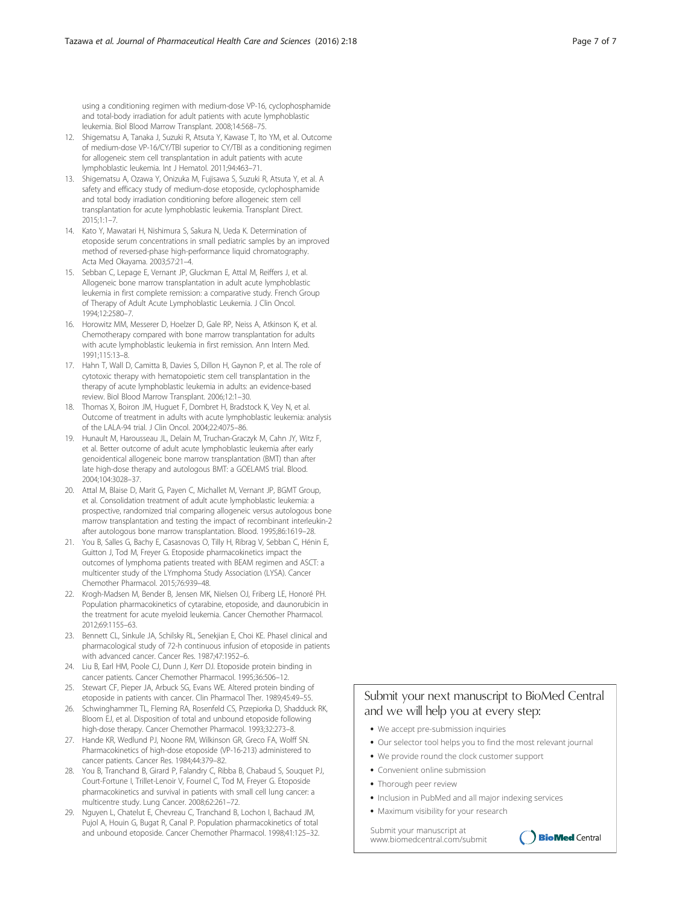using a conditioning regimen with medium-dose VP-16, cyclophosphamide and total-body irradiation for adult patients with acute lymphoblastic leukemia. Biol Blood Marrow Transplant. 2008;14:568–75.

12. Shigematsu A, Tanaka J, Suzuki R, Atsuta Y, Kawase T, Ito YM, et al. Outcome of medium-dose VP-16/CY/TBI superior to CY/TBI as a conditioning regimen for allogeneic stem cell transplantation in adult patients with acute lymphoblastic leukemia. Int J Hematol. 2011;94:463–71.
13. Shigematsu A, Ozawa Y, Onizuka M, Fujisawa S, Suzuki R, Atsuta Y, et al. A safety and efficacy study of medium-dose etoposide, cyclophosphamide and total body irradiation conditioning before allogeneic stem cell transplantation for acute lymphoblastic leukemia. Transplant Direct. 2015;1:1–7.
14. Kato Y, Mawatari H, Nishimura S, Sakura N, Ueda K. Determination of etoposide serum concentrations in small pediatric samples by an improved method of reversed-phase high-performance liquid chromatography. Acta Med Okayama. 2003;57:21–4.
15. Sebban C, Lepage E, Vernant JP, Gluckman E, Attal M, Reiffers J, et al. Allogeneic bone marrow transplantation in adult acute lymphoblastic leukemia in first complete remission: a comparative study. French Group of Therapy of Adult Acute Lymphoblastic Leukemia. J Clin Oncol. 1994;12:2580–7.
16. Horowitz MM, Messerer D, Hoelzer D, Gale RP, Neiss A, Atkinson K, et al. Chemotherapy compared with bone marrow transplantation for adults with acute lymphoblastic leukemia in first remission. Ann Intern Med. 1991;115:13–8.
17. Hahn T, Wall D, Camitta B, Davies S, Dillon H, Gaynon P, et al. The role of cytotoxic therapy with hematopoietic stem cell transplantation in the therapy of acute lymphoblastic leukemia in adults: an evidence-based review. Biol Blood Marrow Transplant. 2006;12:1–30.
18. Thomas X, Boiron JM, Huguet F, Dombret H, Bradstock K, Vey N, et al. Outcome of treatment in adults with acute lymphoblastic leukemia: analysis of the LALA-94 trial. J Clin Oncol. 2004;22:4075–86.
19. Hunault M, Harousseau JL, Delain M, Truchan-Graczyk M, Cahn JY, Witz F, et al. Better outcome of adult acute lymphoblastic leukemia after early genoidentical allogeneic bone marrow transplantation (BMT) than after late high-dose therapy and autologous BMT: a GOELAMS trial. Blood. 2004;104:3028–37.
20. Attal M, Blaise D, Marit G, Payen C, Michallet M, Vernant JP, BGMT Group, et al. Consolidation treatment of adult acute lymphoblastic leukemia: a prospective, randomized trial comparing allogeneic versus autologous bone marrow transplantation and testing the impact of recombinant interleukin-2 after autologous bone marrow transplantation. Blood. 1995;86:1619–28.
21. You B, Salles G, Bachy E, Casasnovas O, Tilly H, Ribrag V, Sebban C, Hénin E, Guitton J, Tod M, Freyer G. Etoposide pharmacokinetics impact the outcomes of lymphoma patients treated with BEAM regimen and ASCT: a multicenter study of the LYmphoma Study Association (LYSA). Cancer Chemother Pharmacol. 2015;76:939–48.
22. Krogh-Madsen M, Bender B, Jensen MK, Nielsen OJ, Friberg LE, Honoré PH. Population pharmacokinetics of cytarabine, etoposide, and daunorubicin in the treatment for acute myeloid leukemia. Cancer Chemother Pharmacol. 2012;69:1155–63.
23. Bennett CL, Sinkule JA, Schilsky RL, Senekjian E, Choi KE. PhaseI clinical and pharmacological study of 72-h continuous infusion of etoposide in patients with advanced cancer. Cancer Res. 1987;47:1952–6.
24. Liu B, Earl HM, Poole CJ, Dunn J, Kerr DJ. Etoposide protein binding in cancer patients. Cancer Chemother Pharmacol. 1995;36:506–12.
25. Stewart CF, Pieper JA, Arbuck SG, Evans WE. Altered protein binding of etoposide in patients with cancer. Clin Pharmacol Ther. 1989;45:49–55.
26. Schwinghammer TL, Fleming RA, Rosenfeld CS, Przepiorka D, Shadduck RK, Bloom EJ, et al. Disposition of total and unbound etoposide following high-dose therapy. Cancer Chemother Pharmacol. 1993;32:273–8.
27. Hande KR, Wedlund PJ, Noone RM, Wilkinson GR, Greco FA, Wolff SN. Pharmacokinetics of high-dose etoposide (VP-16-213) administered to cancer patients. Cancer Res. 1984;44:379–82.
28. You B, Tranchand B, Girard P, Falandry C, Ribba B, Chabaud S, Souquet PJ, Court-Fortune I, Trillet-Lenoir V, Fournel C, Tod M, Freyer G. Etoposide pharmacokinetics and survival in patients with small cell lung cancer: a multicentre study. Lung Cancer. 2008;62:261–72.
29. Nguyen L, Chatelut E, Chevreau C, Tranchand B, Lochon I, Bachaud JM, Pujol A, Houin G, Bugat R, Canal P. Population pharmacokinetics of total and unbound etoposide. Cancer Chemother Pharmacol. 1998;41:125–32.

Submit your next manuscript to BioMed Central and we will help you at every step:

- We accept pre-submission inquiries
- Our selector tool helps you to find the most relevant journal
- We provide round the clock customer support
- Convenient online submission
- Thorough peer review
- Inclusion in PubMed and all major indexing services
- Maximum visibility for your research

Submit your manuscript at
www.biomedcentral.com/submit

BioMed Central